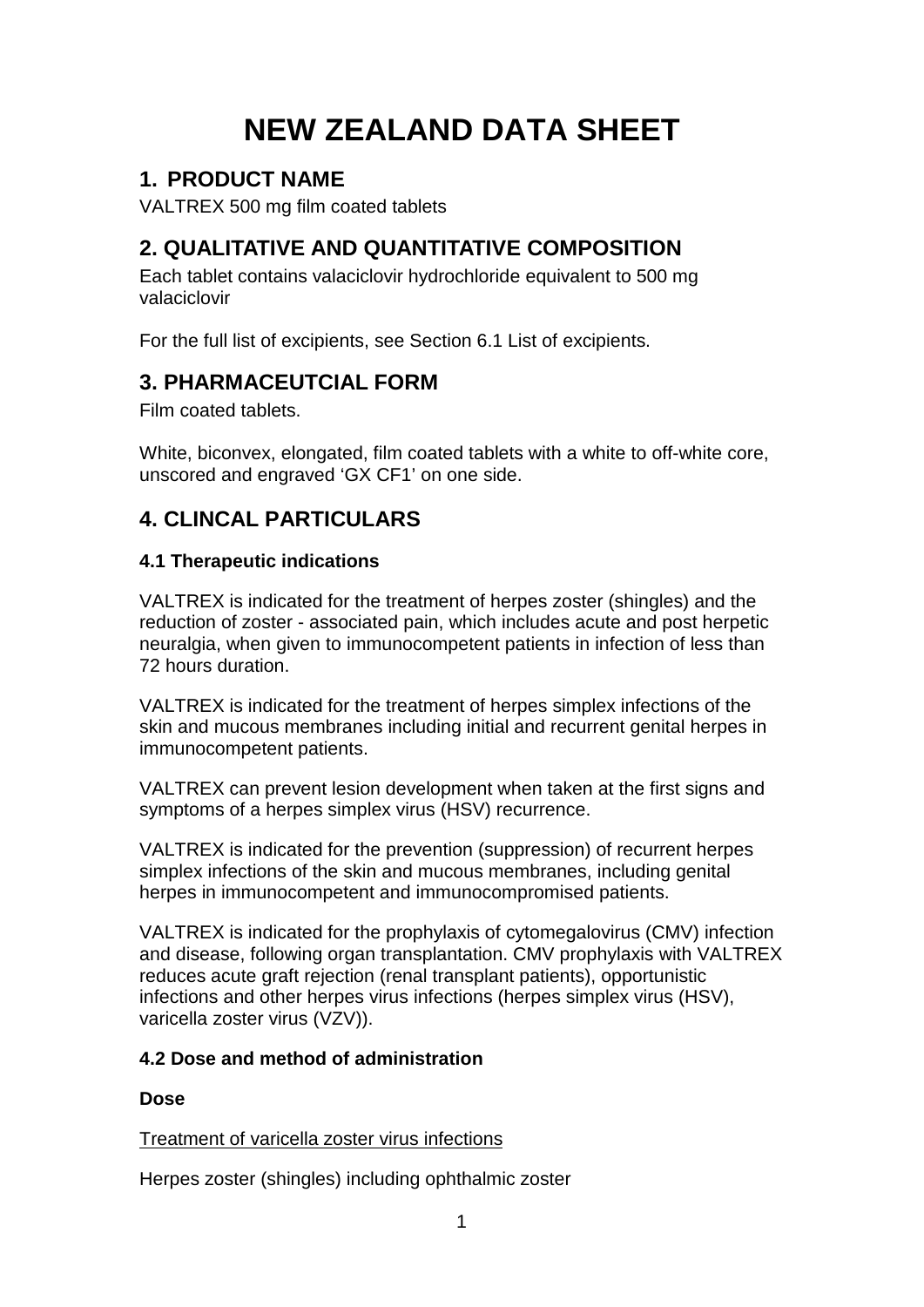# NEW ZEALAND DATA SHEET

## 1. PRODUCT NAME

VALTREX 500 mg film coated tablets

## 2. QUALITATIVE AND QUANTITATIVE COMPOSITION

Each tablet contains valaciclovir hydrochloride equivalent to 500 mg valaciclovir

For the full list of excipients, see Section 6.1 List of excipients.

## 3. PHARMACEUTCIAL FORM

Film coated tablets.

White, biconvex, elongated, film coated tablets with a white to off-white core, unscored and engraved 'GX CF1' on one side.

## 4. CLINCAL PARTICULARS

### 4.1 Therapeutic indications

VALTREX is indicated for the treatment of herpes zoster (shingles) and the reduction of zoster - associated pain, which includes acute and post herpetic neuralgia, when given to immunocompetent patients in infection of less than 72 hours duration.

VALTREX is indicated for the treatment of herpes simplex infections of the skin and mucous membranes including initial and recurrent genital herpes in immunocompetent patients.

VALTREX can prevent lesion development when taken at the first signs and symptoms of a herpes simplex virus (HSV) recurrence.

VALTREX is indicated for the prevention (suppression) of recurrent herpes simplex infections of the skin and mucous membranes, including genital herpes in immunocompetent and immunocompromised patients.

VALTREX is indicated for the prophylaxis of cytomegalovirus (CMV) infection and disease, following organ transplantation. CMV prophylaxis with VALTREX reduces acute graft rejection (renal transplant patients), opportunistic infections and other herpes virus infections (herpes simplex virus (HSV), varicella zoster virus (VZV)).

### 4.2 Dose and method of administration

**Dose**

Treatment of varicella zoster virus infections

Herpes zoster (shingles) including ophthalmic zoster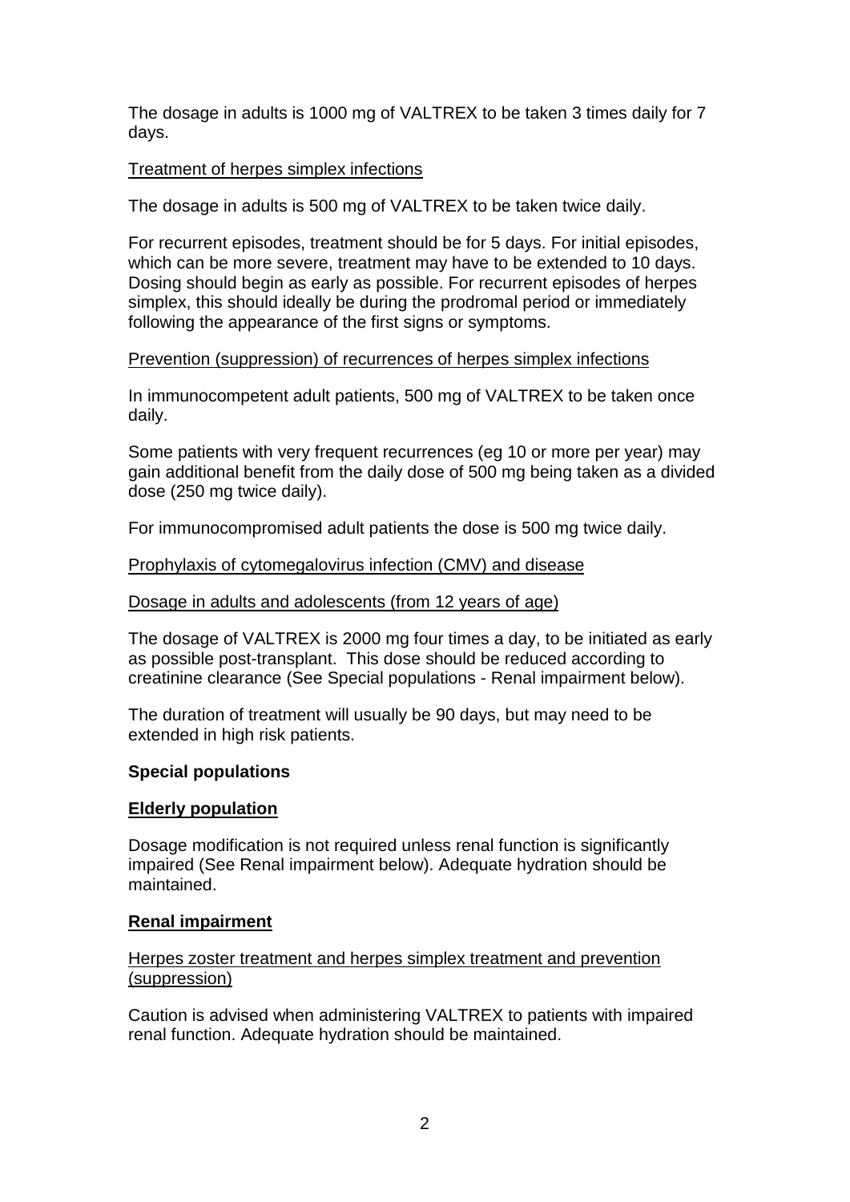The dosage in adults is 1000 mg of VALTREX to be taken 3 times daily for 7 days.

Treatment of herpes simplex infections

The dosage in adults is 500 mg of VALTREX to be taken twice daily.

For recurrent episodes, treatment should be for 5 days. For initial episodes, which can be more severe, treatment may have to be extended to 10 days. Dosing should begin as early as possible. For recurrent episodes of herpes simplex, this should ideally be during the prodromal period or immediately following the appearance of the first signs or symptoms.

Prevention (suppression) of recurrences of herpes simplex infections

In immunocompetent adult patients, 500 mg of VALTREX to be taken once daily.

Some patients with very frequent recurrences (eg 10 or more per year) may gain additional benefit from the daily dose of 500 mg being taken as a divided dose (250 mg twice daily).

For immunocompromised adult patients the dose is 500 mg twice daily.

Prophylaxis of cytomegalovirus infection (CMV) and disease

Dosage in adults and adolescents (from 12 years of age)

The dosage of VALTREX is 2000 mg four times a day, to be initiated as early as possible post-transplant. This dose should be reduced according to creatinine clearance (See Special populations - Renal impairment below).

The duration of treatment will usually be 90 days, but may need to be extended in high risk patients.

**Special populations**

**Elderly population**

Dosage modification is not required unless renal function is significantly impaired (See Renal impairment below). Adequate hydration should be maintained.

**Renal impairment**

Herpes zoster treatment and herpes simplex treatment and prevention (suppression)

Caution is advised when administering VALTREX to patients with impaired renal function. Adequate hydration should be maintained.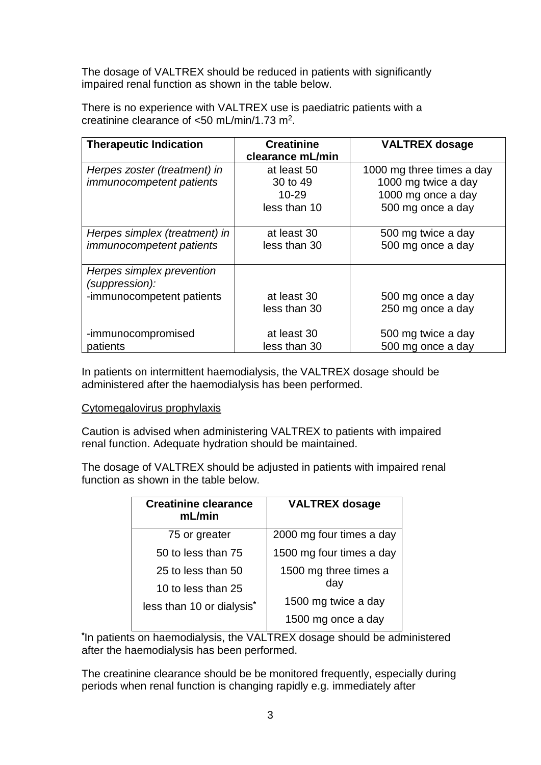The dosage of VALTREX should be reduced in patients with significantly impaired renal function as shown in the table below.

There is no experience with VALTREX use is paediatric patients with a creatinine clearance of <50 mL/min/1.73 $m^2$.

| Therapeutic Indication | Creatinine clearance mL/min | VALTREX dosage |
|---|---|---|
| *Herpes zoster (treatment) in immunocompetent patients* | at least 50 | 1000 mg three times a day |
| | 30 to 49 | 1000 mg twice a day |
| | 10-29 | 1000 mg once a day |
| | less than 10 | 500 mg once a day |
| *Herpes simplex (treatment) in immunocompetent patients* | at least 30 | 500 mg twice a day |
| | less than 30 | 500 mg once a day |
| *Herpes simplex prevention (suppression):* | | |
| -immunocompetent patients | at least 30 | 500 mg once a day |
| | less than 30 | 250 mg once a day |
| -immunocompromised patients | at least 30 | 500 mg twice a day |
| | less than 30 | 500 mg once a day |

In patients on intermittent haemodialysis, the VALTREX dosage should be administered after the haemodialysis has been performed.

<u>Cytomegalovirus prophylaxis</u>

Caution is advised when administering VALTREX to patients with impaired renal function. Adequate hydration should be maintained.

The dosage of VALTREX should be adjusted in patients with impaired renal function as shown in the table below.

| Creatinine clearance mL/min | VALTREX dosage |
|---|---|
| 75 or greater | 2000 mg four times a day |
| 50 to less than 75 | 1500 mg four times a day |
| 25 to less than 50 | 1500 mg three times a day |
| 10 to less than 25 | 1500 mg twice a day |
| less than 10 or dialysis* | 1500 mg once a day |

*In patients on haemodialysis, the VALTREX dosage should be administered after the haemodialysis has been performed.

The creatinine clearance should be be monitored frequently, especially during periods when renal function is changing rapidly e.g. immediately after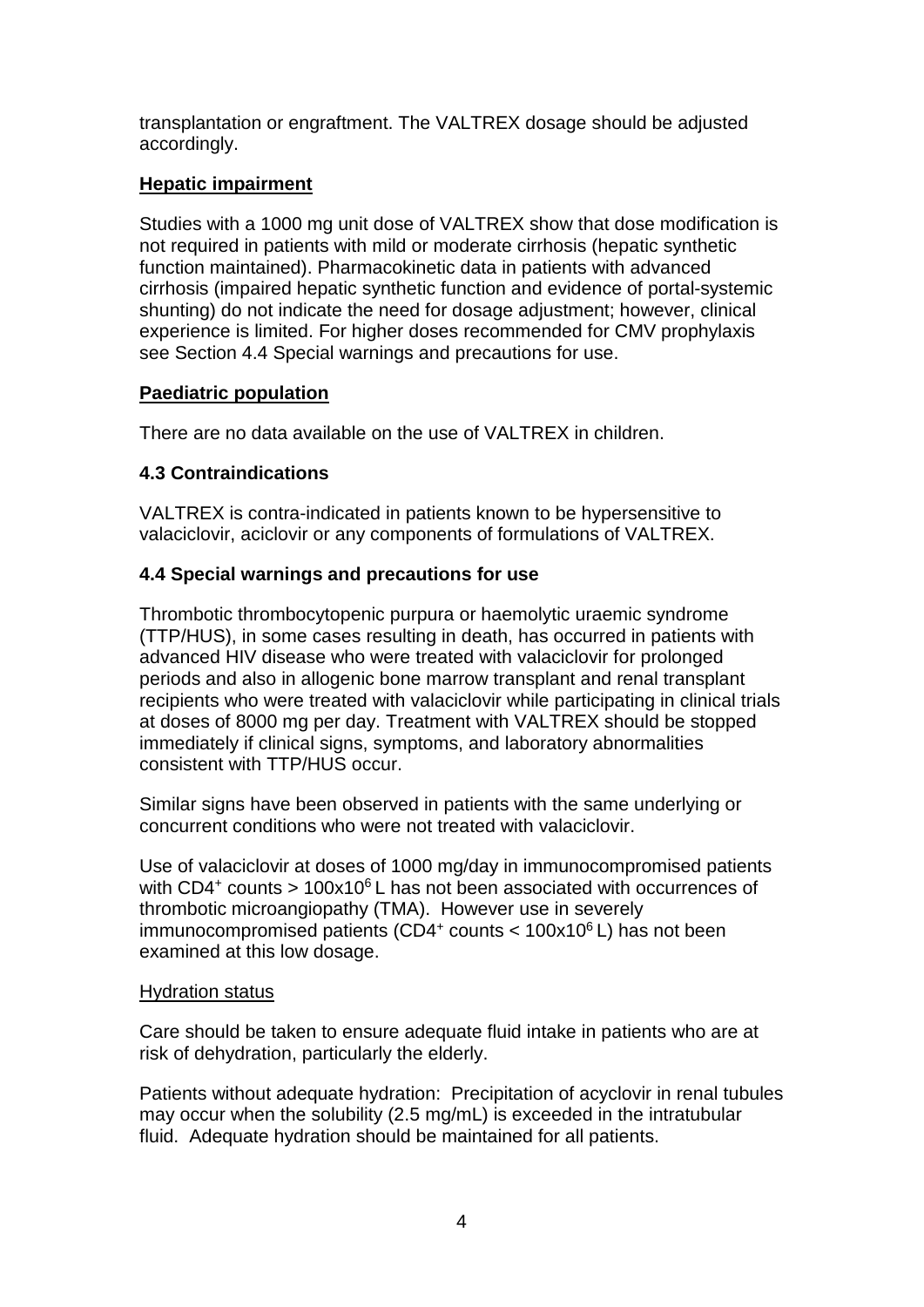transplantation or engraftment. The VALTREX dosage should be adjusted accordingly.

**Hepatic impairment**

Studies with a 1000 mg unit dose of VALTREX show that dose modification is not required in patients with mild or moderate cirrhosis (hepatic synthetic function maintained). Pharmacokinetic data in patients with advanced cirrhosis (impaired hepatic synthetic function and evidence of portal-systemic shunting) do not indicate the need for dosage adjustment; however, clinical experience is limited. For higher doses recommended for CMV prophylaxis see Section 4.4 Special warnings and precautions for use.

**Paediatric population**

There are no data available on the use of VALTREX in children.

### 4.3 Contraindications

VALTREX is contra-indicated in patients known to be hypersensitive to valaciclovir, aciclovir or any components of formulations of VALTREX.

### 4.4 Special warnings and precautions for use

Thrombotic thrombocytopenic purpura or haemolytic uraemic syndrome (TTP/HUS), in some cases resulting in death, has occurred in patients with advanced HIV disease who were treated with valaciclovir for prolonged periods and also in allogenic bone marrow transplant and renal transplant recipients who were treated with valaciclovir while participating in clinical trials at doses of 8000 mg per day. Treatment with VALTREX should be stopped immediately if clinical signs, symptoms, and laboratory abnormalities consistent with TTP/HUS occur.

Similar signs have been observed in patients with the same underlying or concurrent conditions who were not treated with valaciclovir.

Use of valaciclovir at doses of 1000 mg/day in immunocompromised patients with $CD4^+$ counts > $100x10^6$ L has not been associated with occurrences of thrombotic microangiopathy (TMA). However use in severely immunocompromised patients ($CD4^+$ counts < $100x10^6$ L) has not been examined at this low dosage.

Hydration status

Care should be taken to ensure adequate fluid intake in patients who are at risk of dehydration, particularly the elderly.

Patients without adequate hydration: Precipitation of acyclovir in renal tubules may occur when the solubility (2.5 mg/mL) is exceeded in the intratubular fluid. Adequate hydration should be maintained for all patients.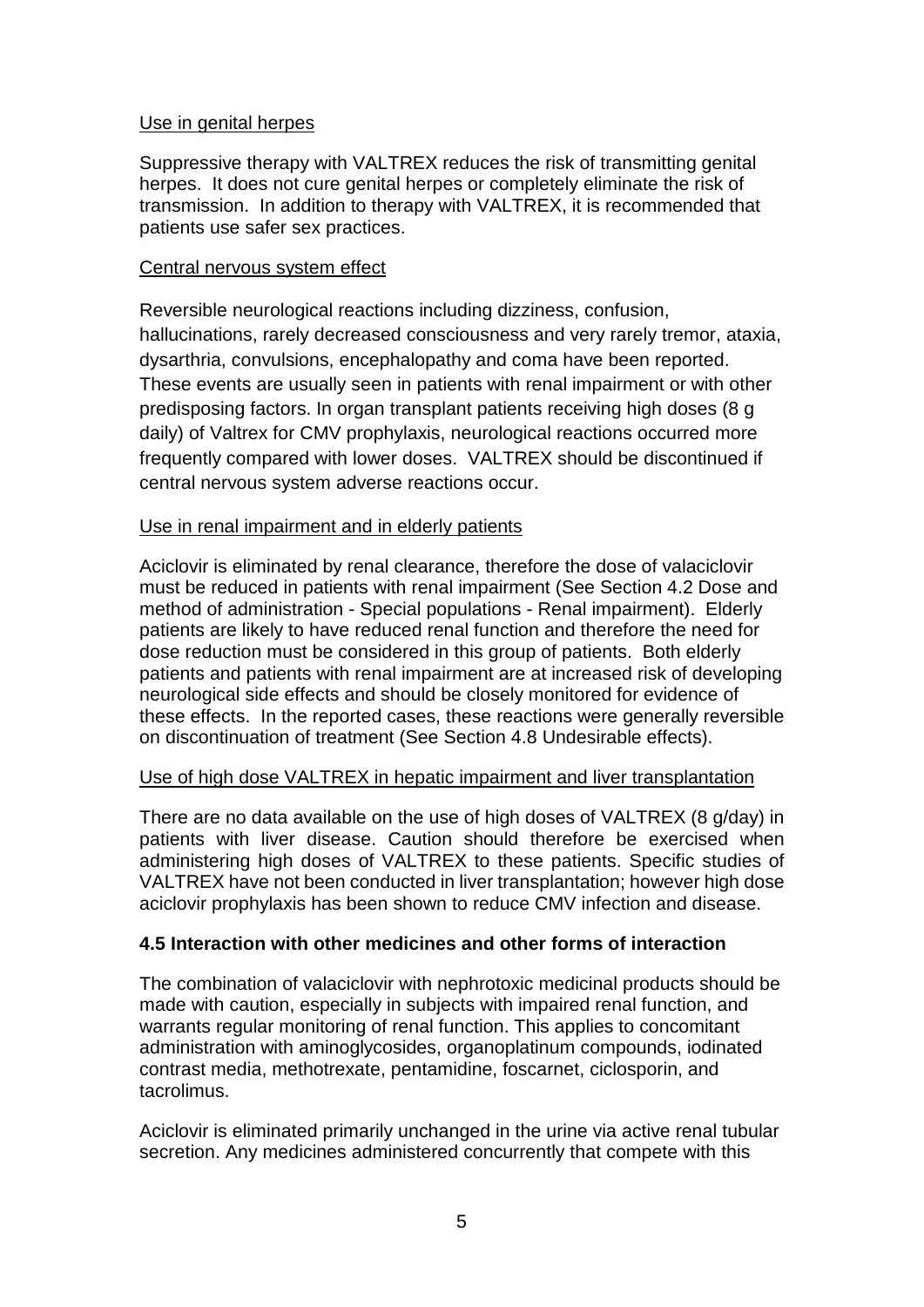Use in genital herpes

Suppressive therapy with VALTREX reduces the risk of transmitting genital herpes. It does not cure genital herpes or completely eliminate the risk of transmission. In addition to therapy with VALTREX, it is recommended that patients use safer sex practices.

Central nervous system effect

Reversible neurological reactions including dizziness, confusion, hallucinations, rarely decreased consciousness and very rarely tremor, ataxia, dysarthria, convulsions, encephalopathy and coma have been reported. These events are usually seen in patients with renal impairment or with other predisposing factors. In organ transplant patients receiving high doses (8 g daily) of Valtrex for CMV prophylaxis, neurological reactions occurred more frequently compared with lower doses. VALTREX should be discontinued if central nervous system adverse reactions occur.

Use in renal impairment and in elderly patients

Aciclovir is eliminated by renal clearance, therefore the dose of valaciclovir must be reduced in patients with renal impairment (See Section 4.2 Dose and method of administration - Special populations - Renal impairment). Elderly patients are likely to have reduced renal function and therefore the need for dose reduction must be considered in this group of patients. Both elderly patients and patients with renal impairment are at increased risk of developing neurological side effects and should be closely monitored for evidence of these effects. In the reported cases, these reactions were generally reversible on discontinuation of treatment (See Section 4.8 Undesirable effects).

Use of high dose VALTREX in hepatic impairment and liver transplantation

There are no data available on the use of high doses of VALTREX (8 g/day) in patients with liver disease. Caution should therefore be exercised when administering high doses of VALTREX to these patients. Specific studies of VALTREX have not been conducted in liver transplantation; however high dose aciclovir prophylaxis has been shown to reduce CMV infection and disease.

**4.5 Interaction with other medicines and other forms of interaction**

The combination of valaciclovir with nephrotoxic medicinal products should be made with caution, especially in subjects with impaired renal function, and warrants regular monitoring of renal function. This applies to concomitant administration with aminoglycosides, organoplatinum compounds, iodinated contrast media, methotrexate, pentamidine, foscarnet, ciclosporin, and tacrolimus.

Aciclovir is eliminated primarily unchanged in the urine via active renal tubular secretion. Any medicines administered concurrently that compete with this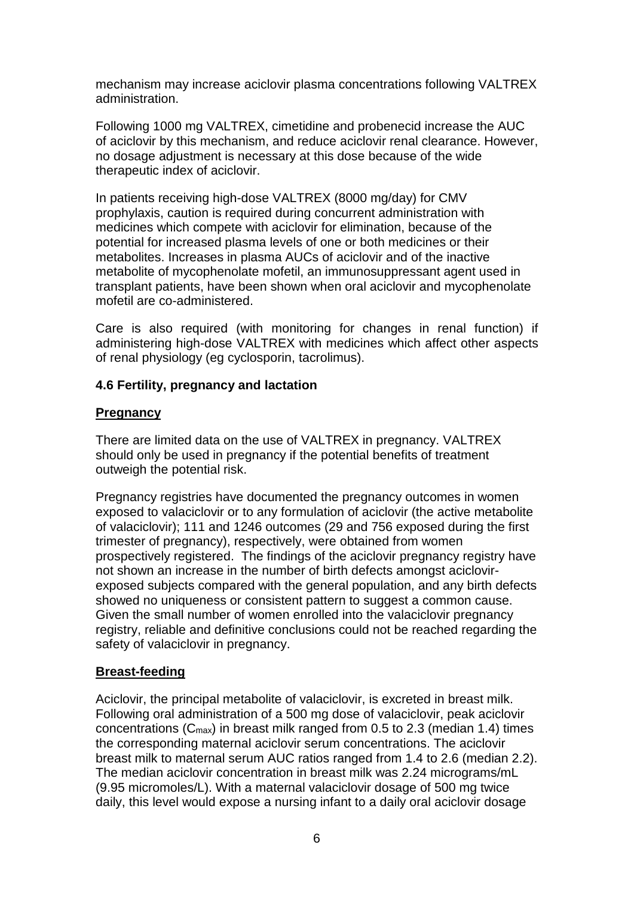mechanism may increase aciclovir plasma concentrations following VALTREX administration.

Following 1000 mg VALTREX, cimetidine and probenecid increase the AUC of aciclovir by this mechanism, and reduce aciclovir renal clearance. However, no dosage adjustment is necessary at this dose because of the wide therapeutic index of aciclovir.

In patients receiving high-dose VALTREX (8000 mg/day) for CMV prophylaxis, caution is required during concurrent administration with medicines which compete with aciclovir for elimination, because of the potential for increased plasma levels of one or both medicines or their metabolites. Increases in plasma AUCs of aciclovir and of the inactive metabolite of mycophenolate mofetil, an immunosuppressant agent used in transplant patients, have been shown when oral aciclovir and mycophenolate mofetil are co-administered.

Care is also required (with monitoring for changes in renal function) if administering high-dose VALTREX with medicines which affect other aspects of renal physiology (eg cyclosporin, tacrolimus).

### 4.6 Fertility, pregnancy and lactation

**Pregnancy**

There are limited data on the use of VALTREX in pregnancy. VALTREX should only be used in pregnancy if the potential benefits of treatment outweigh the potential risk.

Pregnancy registries have documented the pregnancy outcomes in women exposed to valaciclovir or to any formulation of aciclovir (the active metabolite of valaciclovir); 111 and 1246 outcomes (29 and 756 exposed during the first trimester of pregnancy), respectively, were obtained from women prospectively registered. The findings of the aciclovir pregnancy registry have not shown an increase in the number of birth defects amongst aciclovir-exposed subjects compared with the general population, and any birth defects showed no uniqueness or consistent pattern to suggest a common cause. Given the small number of women enrolled into the valaciclovir pregnancy registry, reliable and definitive conclusions could not be reached regarding the safety of valaciclovir in pregnancy.

**Breast-feeding**

Aciclovir, the principal metabolite of valaciclovir, is excreted in breast milk. Following oral administration of a 500 mg dose of valaciclovir, peak aciclovir concentrations ($C_{max}$) in breast milk ranged from 0.5 to 2.3 (median 1.4) times the corresponding maternal aciclovir serum concentrations. The aciclovir breast milk to maternal serum AUC ratios ranged from 1.4 to 2.6 (median 2.2). The median aciclovir concentration in breast milk was 2.24 micrograms/mL (9.95 micromoles/L). With a maternal valaciclovir dosage of 500 mg twice daily, this level would expose a nursing infant to a daily oral aciclovir dosage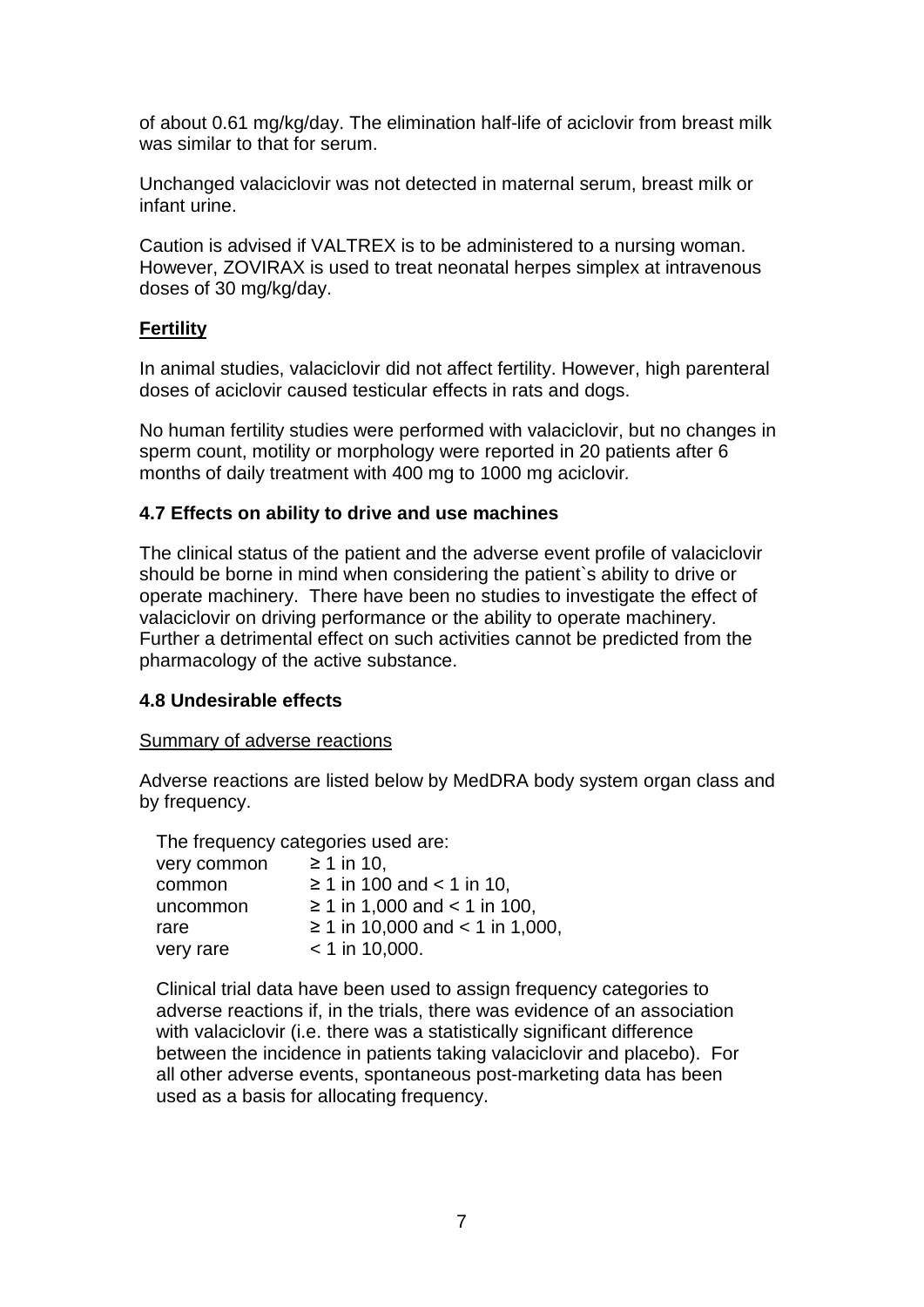of about 0.61 mg/kg/day. The elimination half-life of aciclovir from breast milk was similar to that for serum.

Unchanged valaciclovir was not detected in maternal serum, breast milk or infant urine.

Caution is advised if VALTREX is to be administered to a nursing woman. However, ZOVIRAX is used to treat neonatal herpes simplex at intravenous doses of 30 mg/kg/day.

**<u>Fertility</u>**

In animal studies, valaciclovir did not affect fertility. However, high parenteral doses of aciclovir caused testicular effects in rats and dogs.

No human fertility studies were performed with valaciclovir, but no changes in sperm count, motility or morphology were reported in 20 patients after 6 months of daily treatment with 400 mg to 1000 mg aciclovir.

### 4.7 Effects on ability to drive and use machines

The clinical status of the patient and the adverse event profile of valaciclovir should be borne in mind when considering the patient`s ability to drive or operate machinery. There have been no studies to investigate the effect of valaciclovir on driving performance or the ability to operate machinery. Further a detrimental effect on such activities cannot be predicted from the pharmacology of the active substance.

### 4.8 Undesirable effects

<u>Summary of adverse reactions</u>

Adverse reactions are listed below by MedDRA body system organ class and by frequency.

The frequency categories used are:

| | |
|---|---|
| very common | ≥ 1 in 10, |
| common | ≥ 1 in 100 and < 1 in 10, |
| uncommon | ≥ 1 in 1,000 and < 1 in 100, |
| rare | ≥ 1 in 10,000 and < 1 in 1,000, |
| very rare | < 1 in 10,000. |

Clinical trial data have been used to assign frequency categories to adverse reactions if, in the trials, there was evidence of an association with valaciclovir (i.e. there was a statistically significant difference between the incidence in patients taking valaciclovir and placebo). For all other adverse events, spontaneous post-marketing data has been used as a basis for allocating frequency.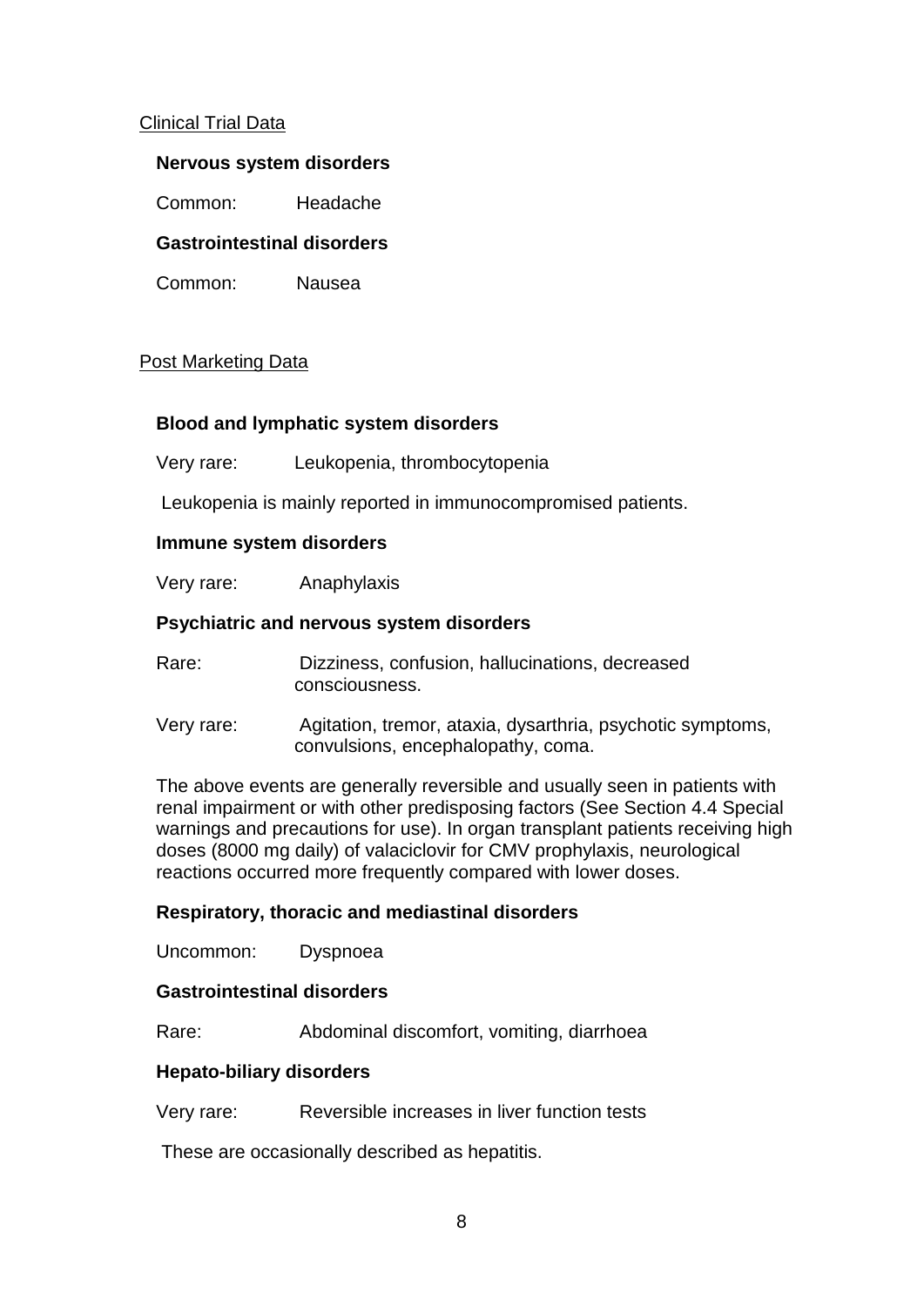Clinical Trial Data

**Nervous system disorders**

Common: Headache

**Gastrointestinal disorders**

Common: Nausea

Post Marketing Data

**Blood and lymphatic system disorders**

Very rare: Leukopenia, thrombocytopenia

Leukopenia is mainly reported in immunocompromised patients.

**Immune system disorders**

Very rare: Anaphylaxis

**Psychiatric and nervous system disorders**

Rare: Dizziness, confusion, hallucinations, decreased consciousness.

Very rare: Agitation, tremor, ataxia, dysarthria, psychotic symptoms, convulsions, encephalopathy, coma.

The above events are generally reversible and usually seen in patients with renal impairment or with other predisposing factors (See Section 4.4 Special warnings and precautions for use). In organ transplant patients receiving high doses (8000 mg daily) of valaciclovir for CMV prophylaxis, neurological reactions occurred more frequently compared with lower doses.

**Respiratory, thoracic and mediastinal disorders**

Uncommon: Dyspnoea

**Gastrointestinal disorders**

Rare: Abdominal discomfort, vomiting, diarrhoea

**Hepato-biliary disorders**

Very rare: Reversible increases in liver function tests

These are occasionally described as hepatitis.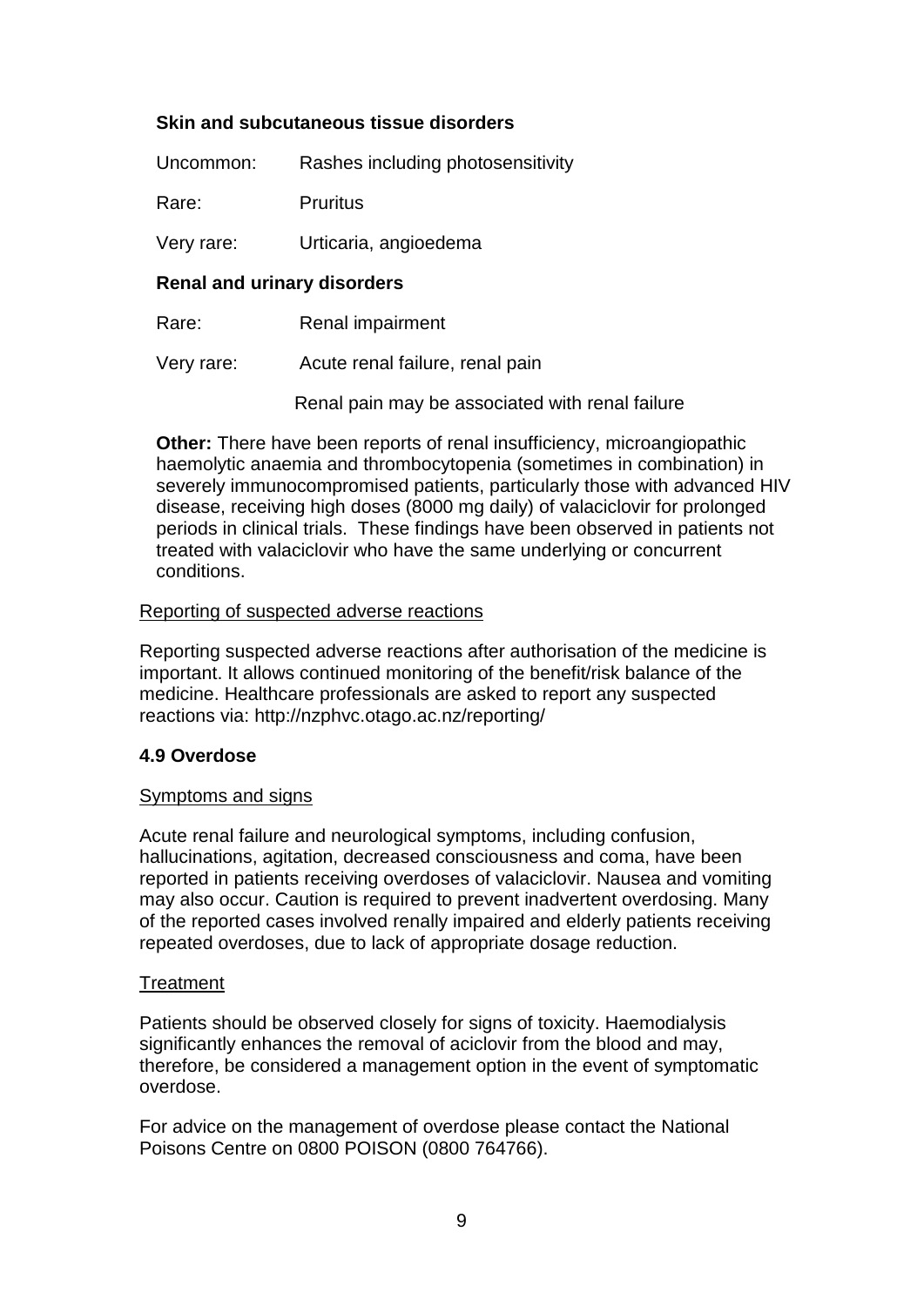**Skin and subcutaneous tissue disorders**

Uncommon: Rashes including photosensitivity

Rare: Pruritus

Very rare: Urticaria, angioedema

**Renal and urinary disorders**

Rare: Renal impairment

Very rare: Acute renal failure, renal pain

Renal pain may be associated with renal failure

**Other:** There have been reports of renal insufficiency, microangiopathic haemolytic anaemia and thrombocytopenia (sometimes in combination) in severely immunocompromised patients, particularly those with advanced HIV disease, receiving high doses (8000 mg daily) of valaciclovir for prolonged periods in clinical trials. These findings have been observed in patients not treated with valaciclovir who have the same underlying or concurrent conditions.

Reporting of suspected adverse reactions

Reporting suspected adverse reactions after authorisation of the medicine is important. It allows continued monitoring of the benefit/risk balance of the medicine. Healthcare professionals are asked to report any suspected reactions via: http://nzphvc.otago.ac.nz/reporting/

**4.9 Overdose**

Symptoms and signs

Acute renal failure and neurological symptoms, including confusion, hallucinations, agitation, decreased consciousness and coma, have been reported in patients receiving overdoses of valaciclovir. Nausea and vomiting may also occur. Caution is required to prevent inadvertent overdosing. Many of the reported cases involved renally impaired and elderly patients receiving repeated overdoses, due to lack of appropriate dosage reduction.

Treatment

Patients should be observed closely for signs of toxicity. Haemodialysis significantly enhances the removal of aciclovir from the blood and may, therefore, be considered a management option in the event of symptomatic overdose.

For advice on the management of overdose please contact the National Poisons Centre on 0800 POISON (0800 764766).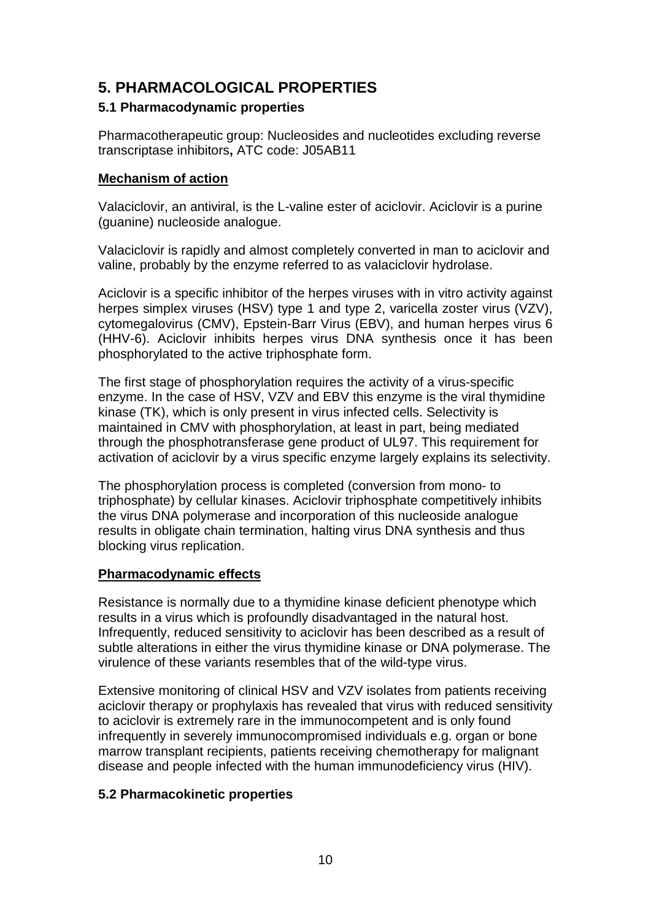# 5. PHARMACOLOGICAL PROPERTIES

## 5.1 Pharmacodynamic properties

Pharmacotherapeutic group: Nucleosides and nucleotides excluding reverse transcriptase inhibitors**,** ATC code: J05AB11

### Mechanism of action

Valaciclovir, an antiviral, is the L-valine ester of aciclovir. Aciclovir is a purine (guanine) nucleoside analogue.

Valaciclovir is rapidly and almost completely converted in man to aciclovir and valine, probably by the enzyme referred to as valaciclovir hydrolase.

Aciclovir is a specific inhibitor of the herpes viruses with in vitro activity against herpes simplex viruses (HSV) type 1 and type 2, varicella zoster virus (VZV), cytomegalovirus (CMV), Epstein-Barr Virus (EBV), and human herpes virus 6 (HHV-6). Aciclovir inhibits herpes virus DNA synthesis once it has been phosphorylated to the active triphosphate form.

The first stage of phosphorylation requires the activity of a virus-specific enzyme. In the case of HSV, VZV and EBV this enzyme is the viral thymidine kinase (TK), which is only present in virus infected cells. Selectivity is maintained in CMV with phosphorylation, at least in part, being mediated through the phosphotransferase gene product of UL97. This requirement for activation of aciclovir by a virus specific enzyme largely explains its selectivity.

The phosphorylation process is completed (conversion from mono- to triphosphate) by cellular kinases. Aciclovir triphosphate competitively inhibits the virus DNA polymerase and incorporation of this nucleoside analogue results in obligate chain termination, halting virus DNA synthesis and thus blocking virus replication.

### Pharmacodynamic effects

Resistance is normally due to a thymidine kinase deficient phenotype which results in a virus which is profoundly disadvantaged in the natural host. Infrequently, reduced sensitivity to aciclovir has been described as a result of subtle alterations in either the virus thymidine kinase or DNA polymerase. The virulence of these variants resembles that of the wild-type virus.

Extensive monitoring of clinical HSV and VZV isolates from patients receiving aciclovir therapy or prophylaxis has revealed that virus with reduced sensitivity to aciclovir is extremely rare in the immunocompetent and is only found infrequently in severely immunocompromised individuals e.g. organ or bone marrow transplant recipients, patients receiving chemotherapy for malignant disease and people infected with the human immunodeficiency virus (HIV).

## 5.2 Pharmacokinetic properties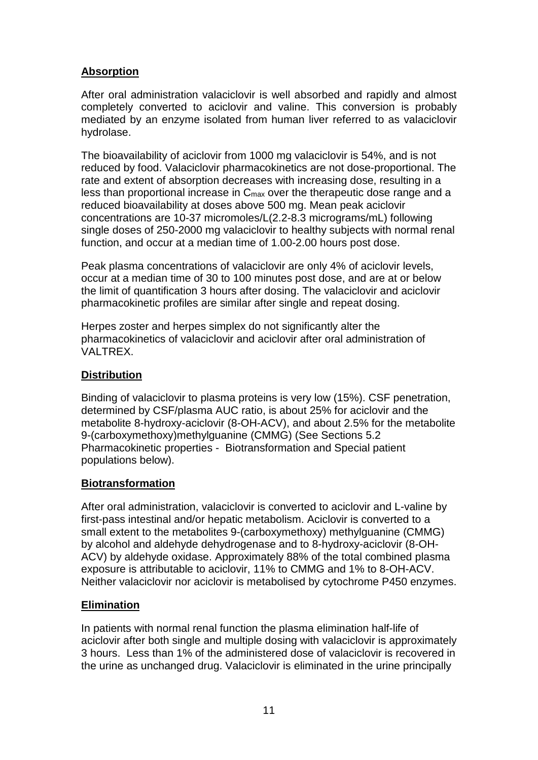**Absorption**

After oral administration valaciclovir is well absorbed and rapidly and almost completely converted to aciclovir and valine. This conversion is probably mediated by an enzyme isolated from human liver referred to as valaciclovir hydrolase.

The bioavailability of aciclovir from 1000 mg valaciclovir is 54%, and is not reduced by food. Valaciclovir pharmacokinetics are not dose-proportional. The rate and extent of absorption decreases with increasing dose, resulting in a less than proportional increase in $C_{max}$ over the therapeutic dose range and a reduced bioavailability at doses above 500 mg. Mean peak aciclovir concentrations are 10-37 micromoles/L(2.2-8.3 micrograms/mL) following single doses of 250-2000 mg valaciclovir to healthy subjects with normal renal function, and occur at a median time of 1.00-2.00 hours post dose.

Peak plasma concentrations of valaciclovir are only 4% of aciclovir levels, occur at a median time of 30 to 100 minutes post dose, and are at or below the limit of quantification 3 hours after dosing. The valaciclovir and aciclovir pharmacokinetic profiles are similar after single and repeat dosing.

Herpes zoster and herpes simplex do not significantly alter the pharmacokinetics of valaciclovir and aciclovir after oral administration of VALTREX.

**Distribution**

Binding of valaciclovir to plasma proteins is very low (15%). CSF penetration, determined by CSF/plasma AUC ratio, is about 25% for aciclovir and the metabolite 8-hydroxy-aciclovir (8-OH-ACV), and about 2.5% for the metabolite 9-(carboxymethoxy)methylguanine (CMMG) (See Sections 5.2 Pharmacokinetic properties - Biotransformation and Special patient populations below).

**Biotransformation**

After oral administration, valaciclovir is converted to aciclovir and L-valine by first-pass intestinal and/or hepatic metabolism. Aciclovir is converted to a small extent to the metabolites 9-(carboxymethoxy) methylguanine (CMMG) by alcohol and aldehyde dehydrogenase and to 8-hydroxy-aciclovir (8-OH-ACV) by aldehyde oxidase. Approximately 88% of the total combined plasma exposure is attributable to aciclovir, 11% to CMMG and 1% to 8-OH-ACV. Neither valaciclovir nor aciclovir is metabolised by cytochrome P450 enzymes.

**Elimination**

In patients with normal renal function the plasma elimination half-life of aciclovir after both single and multiple dosing with valaciclovir is approximately 3 hours. Less than 1% of the administered dose of valaciclovir is recovered in the urine as unchanged drug. Valaciclovir is eliminated in the urine principally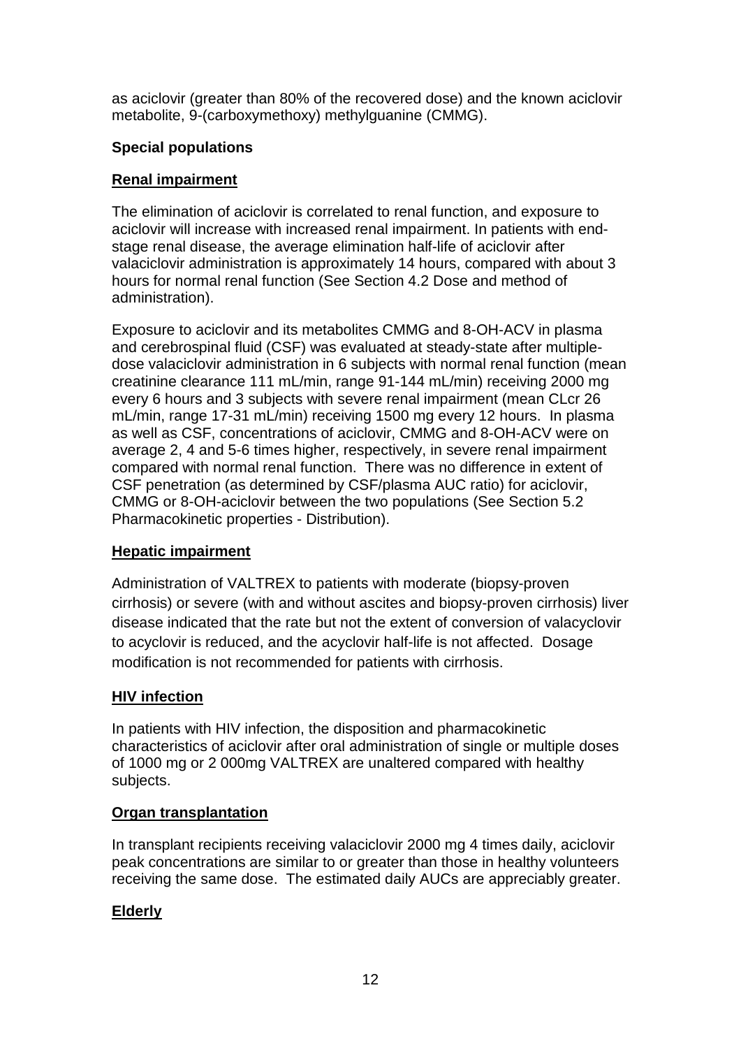as aciclovir (greater than 80% of the recovered dose) and the known aciclovir metabolite, 9-(carboxymethoxy) methylguanine (CMMG).

**Special populations**

**Renal impairment**

The elimination of aciclovir is correlated to renal function, and exposure to aciclovir will increase with increased renal impairment. In patients with end-stage renal disease, the average elimination half-life of aciclovir after valaciclovir administration is approximately 14 hours, compared with about 3 hours for normal renal function (See Section 4.2 Dose and method of administration).

Exposure to aciclovir and its metabolites CMMG and 8-OH-ACV in plasma and cerebrospinal fluid (CSF) was evaluated at steady-state after multiple-dose valaciclovir administration in 6 subjects with normal renal function (mean creatinine clearance 111 mL/min, range 91-144 mL/min) receiving 2000 mg every 6 hours and 3 subjects with severe renal impairment (mean CLcr 26 mL/min, range 17-31 mL/min) receiving 1500 mg every 12 hours. In plasma as well as CSF, concentrations of aciclovir, CMMG and 8-OH-ACV were on average 2, 4 and 5-6 times higher, respectively, in severe renal impairment compared with normal renal function. There was no difference in extent of CSF penetration (as determined by CSF/plasma AUC ratio) for aciclovir, CMMG or 8-OH-aciclovir between the two populations (See Section 5.2 Pharmacokinetic properties - Distribution).

**Hepatic impairment**

Administration of VALTREX to patients with moderate (biopsy-proven cirrhosis) or severe (with and without ascites and biopsy-proven cirrhosis) liver disease indicated that the rate but not the extent of conversion of valacyclovir to acyclovir is reduced, and the acyclovir half-life is not affected. Dosage modification is not recommended for patients with cirrhosis.

**HIV infection**

In patients with HIV infection, the disposition and pharmacokinetic characteristics of aciclovir after oral administration of single or multiple doses of 1000 mg or 2 000mg VALTREX are unaltered compared with healthy subjects.

**Organ transplantation**

In transplant recipients receiving valaciclovir 2000 mg 4 times daily, aciclovir peak concentrations are similar to or greater than those in healthy volunteers receiving the same dose. The estimated daily AUCs are appreciably greater.

**Elderly**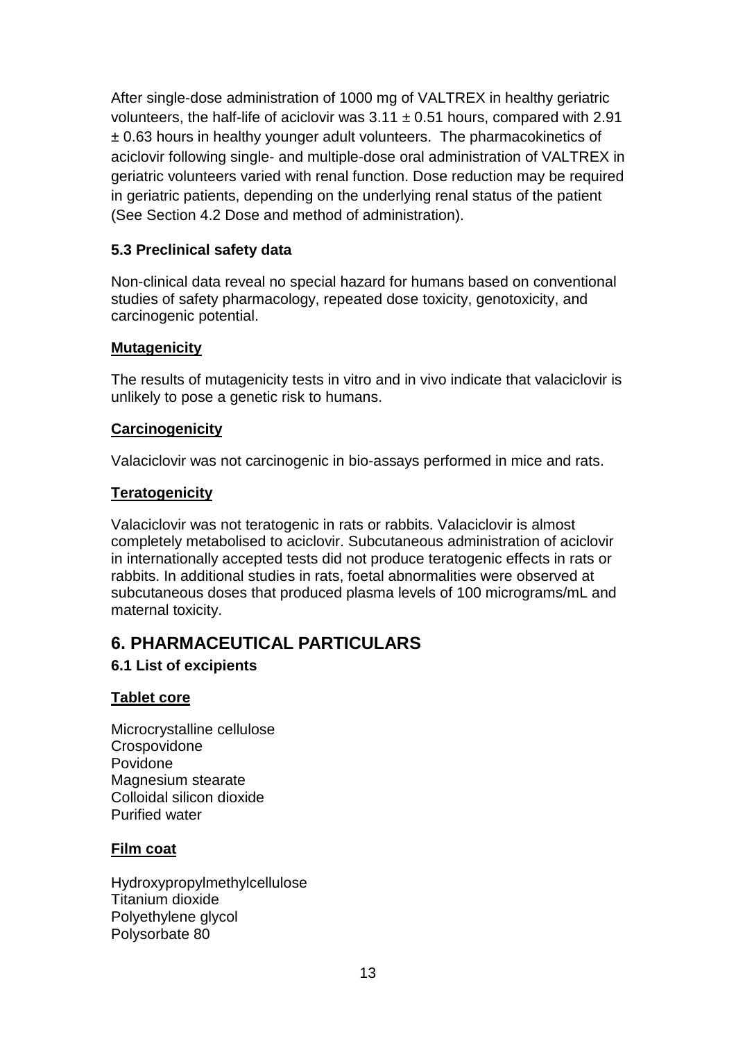After single-dose administration of 1000 mg of VALTREX in healthy geriatric volunteers, the half-life of aciclovir was $3.11 \pm 0.51$ hours, compared with 2.91 $\pm$ 0.63 hours in healthy younger adult volunteers. The pharmacokinetics of aciclovir following single- and multiple-dose oral administration of VALTREX in geriatric volunteers varied with renal function. Dose reduction may be required in geriatric patients, depending on the underlying renal status of the patient (See Section 4.2 Dose and method of administration).

### 5.3 Preclinical safety data

Non-clinical data reveal no special hazard for humans based on conventional studies of safety pharmacology, repeated dose toxicity, genotoxicity, and carcinogenic potential.

**Mutagenicity**

The results of mutagenicity tests in vitro and in vivo indicate that valaciclovir is unlikely to pose a genetic risk to humans.

**Carcinogenicity**

Valaciclovir was not carcinogenic in bio-assays performed in mice and rats.

**Teratogenicity**

Valaciclovir was not teratogenic in rats or rabbits. Valaciclovir is almost completely metabolised to aciclovir. Subcutaneous administration of aciclovir in internationally accepted tests did not produce teratogenic effects in rats or rabbits. In additional studies in rats, foetal abnormalities were observed at subcutaneous doses that produced plasma levels of 100 micrograms/mL and maternal toxicity.

## 6. PHARMACEUTICAL PARTICULARS

### 6.1 List of excipients

**Tablet core**

Microcrystalline cellulose
Crospovidone
Povidone
Magnesium stearate
Colloidal silicon dioxide
Purified water

**Film coat**

Hydroxypropylmethylcellulose
Titanium dioxide
Polyethylene glycol
Polysorbate 80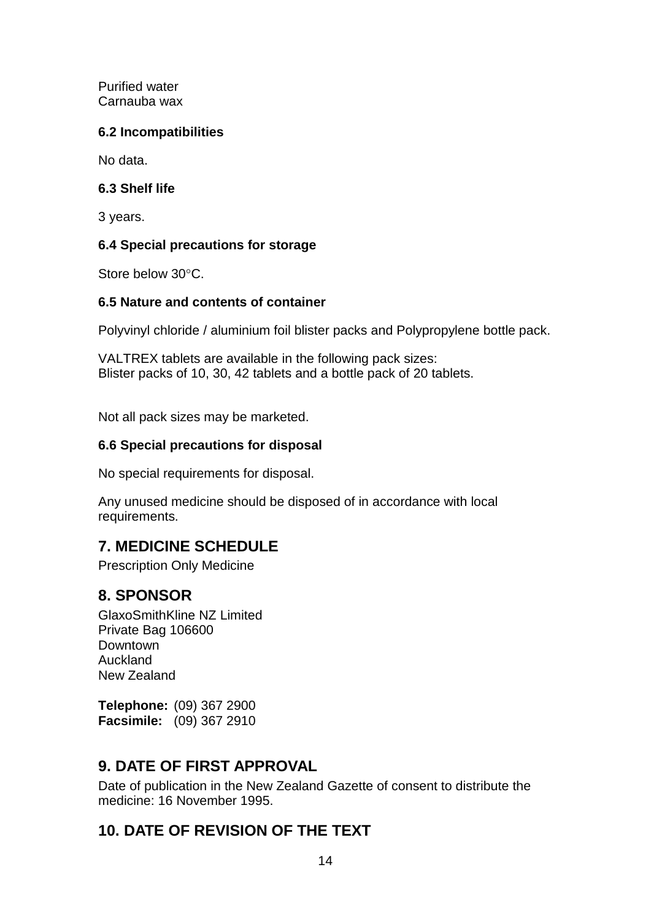Purified water
Carnauba wax

### 6.2 Incompatibilities

No data.

### 6.3 Shelf life

3 years.

### 6.4 Special precautions for storage

Store below 30°C.

### 6.5 Nature and contents of container

Polyvinyl chloride / aluminium foil blister packs and Polypropylene bottle pack.

VALTREX tablets are available in the following pack sizes:
Blister packs of 10, 30, 42 tablets and a bottle pack of 20 tablets.

Not all pack sizes may be marketed.

### 6.6 Special precautions for disposal

No special requirements for disposal.

Any unused medicine should be disposed of in accordance with local requirements.

## 7. MEDICINE SCHEDULE

Prescription Only Medicine

## 8. SPONSOR

GlaxoSmithKline NZ Limited
Private Bag 106600
Downtown
Auckland
New Zealand

**Telephone:** (09) 367 2900
**Facsimile:** (09) 367 2910

## 9. DATE OF FIRST APPROVAL

Date of publication in the New Zealand Gazette of consent to distribute the medicine: 16 November 1995.

## 10. DATE OF REVISION OF THE TEXT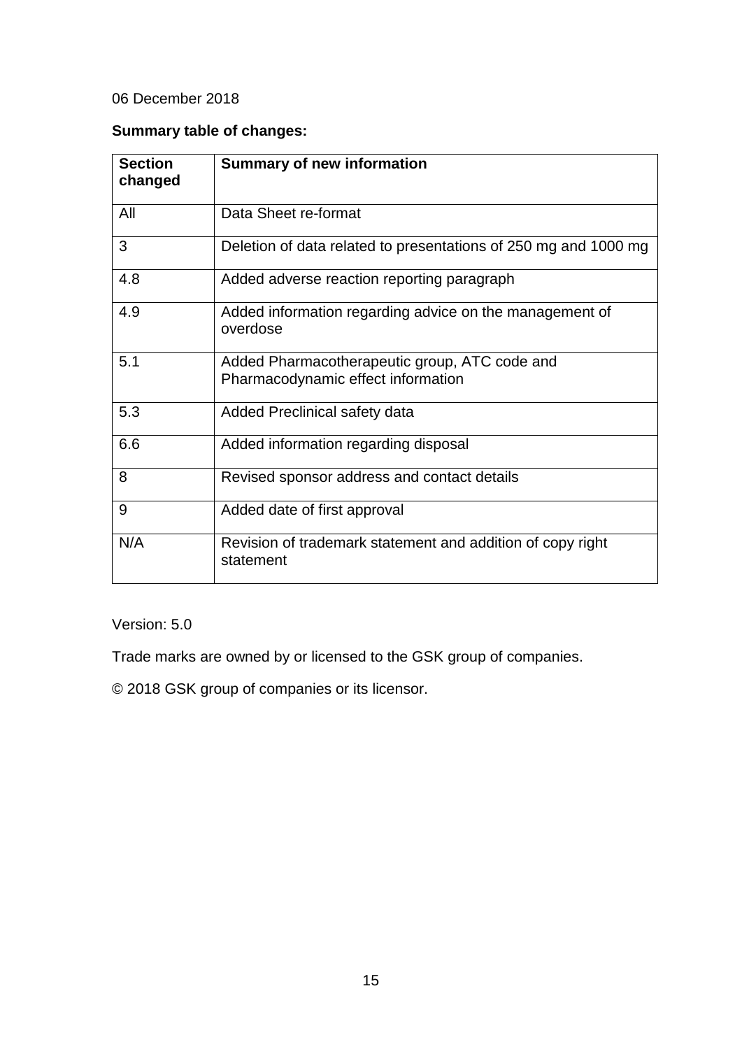06 December 2018

**Summary table of changes:**

| **Section changed** | **Summary of new information** |
|---|---|
| All | Data Sheet re-format |
| 3 | Deletion of data related to presentations of 250 mg and 1000 mg |
| 4.8 | Added adverse reaction reporting paragraph |
| 4.9 | Added information regarding advice on the management of overdose |
| 5.1 | Added Pharmacotherapeutic group, ATC code and Pharmacodynamic effect information |
| 5.3 | Added Preclinical safety data |
| 6.6 | Added information regarding disposal |
| 8 | Revised sponsor address and contact details |
| 9 | Added date of first approval |
| N/A | Revision of trademark statement and addition of copy right statement |

Version: 5.0

Trade marks are owned by or licensed to the GSK group of companies.

© 2018 GSK group of companies or its licensor.